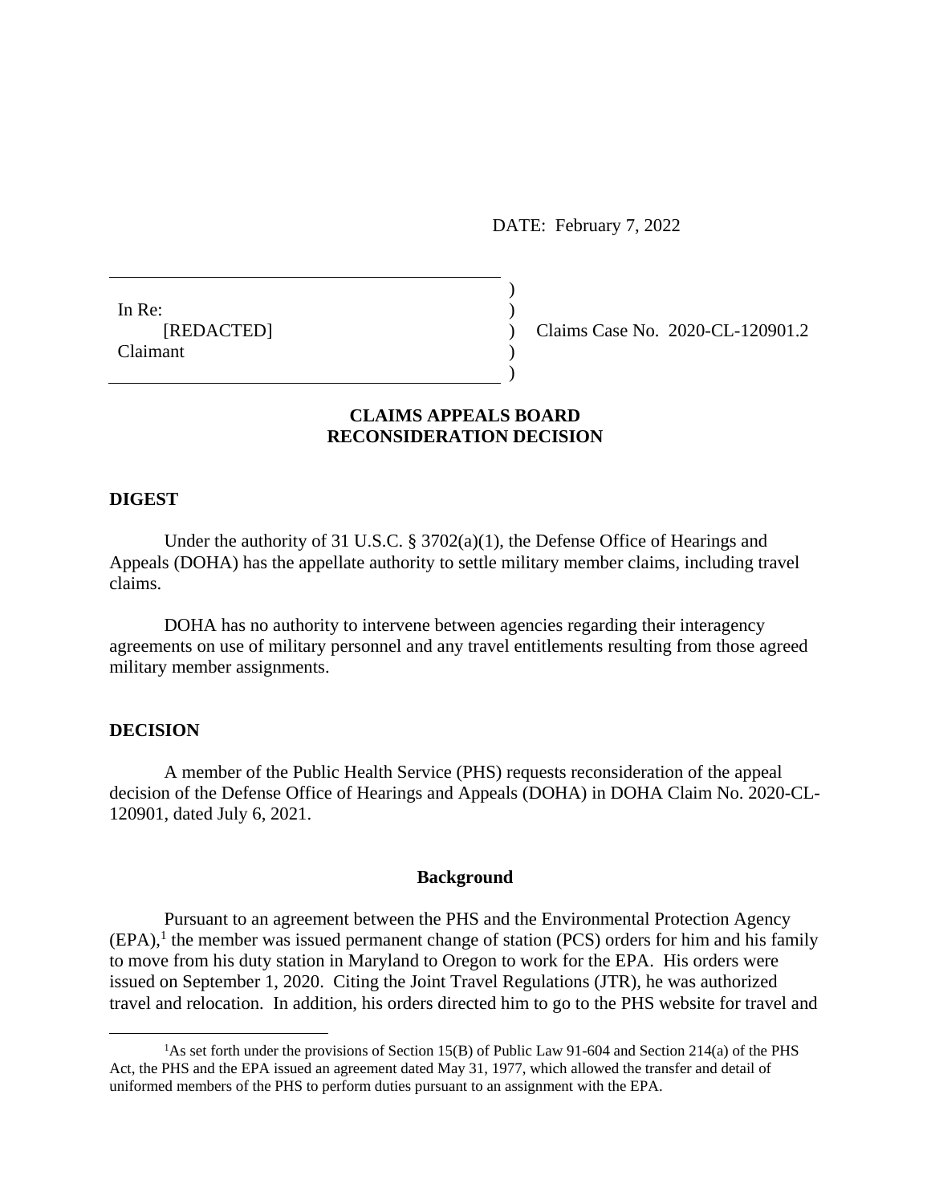DATE: February 7, 2022

In Re:
[REDACTED]
Claimant

Claims Case No. 2020-CL-120901.2

# CLAIMS APPEALS BOARD
# RECONSIDERATION DECISION

## DIGEST

Under the authority of 31 U.S.C. § 3702(a)(1), the Defense Office of Hearings and Appeals (DOHA) has the appellate authority to settle military member claims, including travel claims.

DOHA has no authority to intervene between agencies regarding their interagency agreements on use of military personnel and any travel entitlements resulting from those agreed military member assignments.

## DECISION

A member of the Public Health Service (PHS) requests reconsideration of the appeal decision of the Defense Office of Hearings and Appeals (DOHA) in DOHA Claim No. 2020-CL-120901, dated July 6, 2021.

### Background

Pursuant to an agreement between the PHS and the Environmental Protection Agency (EPA),[1] the member was issued permanent change of station (PCS) orders for him and his family to move from his duty station in Maryland to Oregon to work for the EPA. His orders were issued on September 1, 2020. Citing the Joint Travel Regulations (JTR), he was authorized travel and relocation. In addition, his orders directed him to go to the PHS website for travel and

[1] As set forth under the provisions of Section 15(B) of Public Law 91-604 and Section 214(a) of the PHS Act, the PHS and the EPA issued an agreement dated May 31, 1977, which allowed the transfer and detail of uniformed members of the PHS to perform duties pursuant to an assignment with the EPA.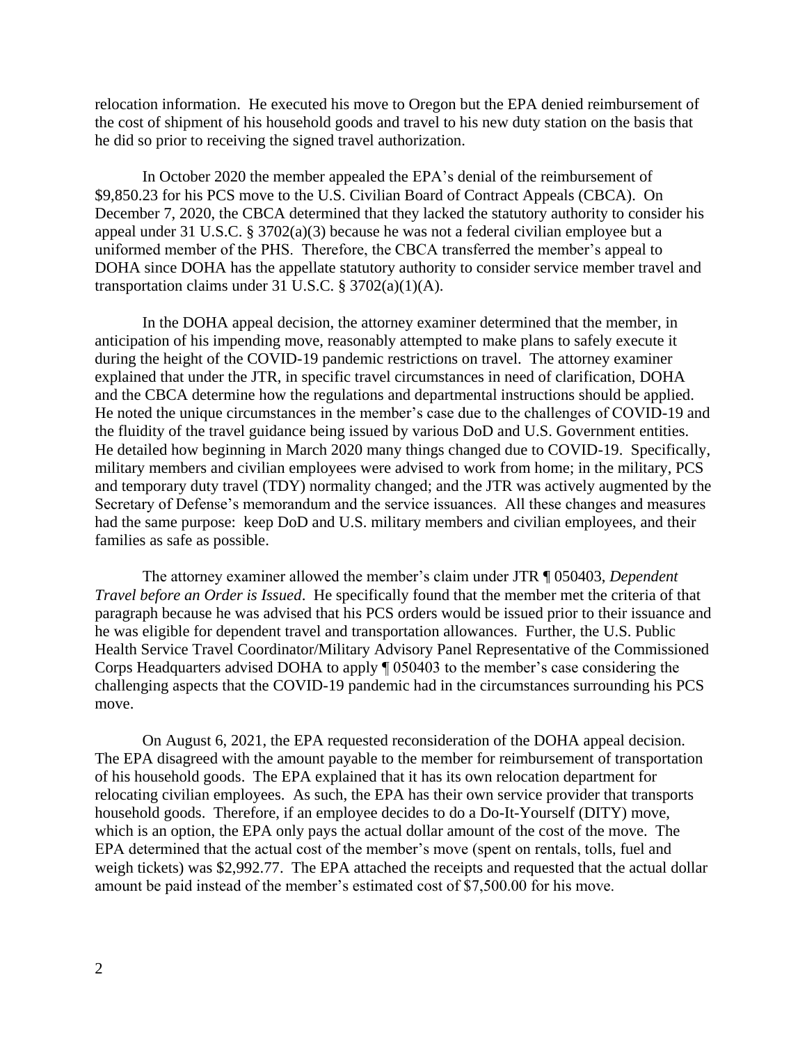relocation information. He executed his move to Oregon but the EPA denied reimbursement of the cost of shipment of his household goods and travel to his new duty station on the basis that he did so prior to receiving the signed travel authorization.

In October 2020 the member appealed the EPA's denial of the reimbursement of $9,850.23 for his PCS move to the U.S. Civilian Board of Contract Appeals (CBCA). On December 7, 2020, the CBCA determined that they lacked the statutory authority to consider his appeal under 31 U.S.C. § 3702(a)(3) because he was not a federal civilian employee but a uniformed member of the PHS. Therefore, the CBCA transferred the member's appeal to DOHA since DOHA has the appellate statutory authority to consider service member travel and transportation claims under 31 U.S.C. § 3702(a)(1)(A).

In the DOHA appeal decision, the attorney examiner determined that the member, in anticipation of his impending move, reasonably attempted to make plans to safely execute it during the height of the COVID-19 pandemic restrictions on travel. The attorney examiner explained that under the JTR, in specific travel circumstances in need of clarification, DOHA and the CBCA determine how the regulations and departmental instructions should be applied. He noted the unique circumstances in the member's case due to the challenges of COVID-19 and the fluidity of the travel guidance being issued by various DoD and U.S. Government entities. He detailed how beginning in March 2020 many things changed due to COVID-19. Specifically, military members and civilian employees were advised to work from home; in the military, PCS and temporary duty travel (TDY) normality changed; and the JTR was actively augmented by the Secretary of Defense's memorandum and the service issuances. All these changes and measures had the same purpose: keep DoD and U.S. military members and civilian employees, and their families as safe as possible.

The attorney examiner allowed the member's claim under JTR ¶ 050403, *Dependent Travel before an Order is Issued*. He specifically found that the member met the criteria of that paragraph because he was advised that his PCS orders would be issued prior to their issuance and he was eligible for dependent travel and transportation allowances. Further, the U.S. Public Health Service Travel Coordinator/Military Advisory Panel Representative of the Commissioned Corps Headquarters advised DOHA to apply ¶ 050403 to the member's case considering the challenging aspects that the COVID-19 pandemic had in the circumstances surrounding his PCS move.

On August 6, 2021, the EPA requested reconsideration of the DOHA appeal decision. The EPA disagreed with the amount payable to the member for reimbursement of transportation of his household goods. The EPA explained that it has its own relocation department for relocating civilian employees. As such, the EPA has their own service provider that transports household goods. Therefore, if an employee decides to do a Do-It-Yourself (DITY) move, which is an option, the EPA only pays the actual dollar amount of the cost of the move. The EPA determined that the actual cost of the member's move (spent on rentals, tolls, fuel and weigh tickets) was $2,992.77. The EPA attached the receipts and requested that the actual dollar amount be paid instead of the member's estimated cost of $7,500.00 for his move.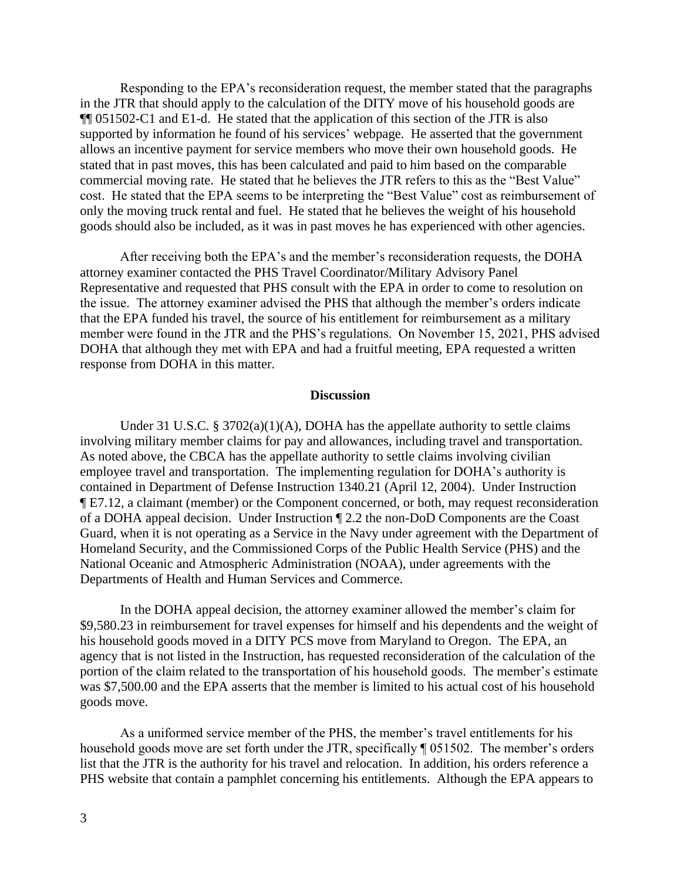Responding to the EPA's reconsideration request, the member stated that the paragraphs in the JTR that should apply to the calculation of the DITY move of his household goods are ¶¶ 051502-C1 and E1-d. He stated that the application of this section of the JTR is also supported by information he found of his services' webpage. He asserted that the government allows an incentive payment for service members who move their own household goods. He stated that in past moves, this has been calculated and paid to him based on the comparable commercial moving rate. He stated that he believes the JTR refers to this as the "Best Value" cost. He stated that the EPA seems to be interpreting the "Best Value" cost as reimbursement of only the moving truck rental and fuel. He stated that he believes the weight of his household goods should also be included, as it was in past moves he has experienced with other agencies.

After receiving both the EPA's and the member's reconsideration requests, the DOHA attorney examiner contacted the PHS Travel Coordinator/Military Advisory Panel Representative and requested that PHS consult with the EPA in order to come to resolution on the issue. The attorney examiner advised the PHS that although the member's orders indicate that the EPA funded his travel, the source of his entitlement for reimbursement as a military member were found in the JTR and the PHS's regulations. On November 15, 2021, PHS advised DOHA that although they met with EPA and had a fruitful meeting, EPA requested a written response from DOHA in this matter.

## Discussion

Under 31 U.S.C. § 3702(a)(1)(A), DOHA has the appellate authority to settle claims involving military member claims for pay and allowances, including travel and transportation. As noted above, the CBCA has the appellate authority to settle claims involving civilian employee travel and transportation. The implementing regulation for DOHA's authority is contained in Department of Defense Instruction 1340.21 (April 12, 2004). Under Instruction ¶ E7.12, a claimant (member) or the Component concerned, or both, may request reconsideration of a DOHA appeal decision. Under Instruction ¶ 2.2 the non-DoD Components are the Coast Guard, when it is not operating as a Service in the Navy under agreement with the Department of Homeland Security, and the Commissioned Corps of the Public Health Service (PHS) and the National Oceanic and Atmospheric Administration (NOAA), under agreements with the Departments of Health and Human Services and Commerce.

In the DOHA appeal decision, the attorney examiner allowed the member's claim for $9,580.23 in reimbursement for travel expenses for himself and his dependents and the weight of his household goods moved in a DITY PCS move from Maryland to Oregon. The EPA, an agency that is not listed in the Instruction, has requested reconsideration of the calculation of the portion of the claim related to the transportation of his household goods. The member's estimate was $7,500.00 and the EPA asserts that the member is limited to his actual cost of his household goods move.

As a uniformed service member of the PHS, the member's travel entitlements for his household goods move are set forth under the JTR, specifically ¶ 051502. The member's orders list that the JTR is the authority for his travel and relocation. In addition, his orders reference a PHS website that contain a pamphlet concerning his entitlements. Although the EPA appears to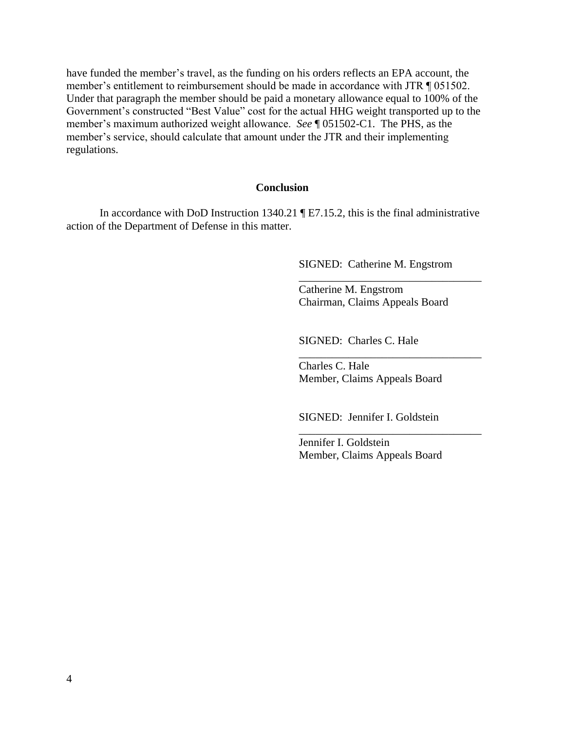have funded the member's travel, as the funding on his orders reflects an EPA account, the member's entitlement to reimbursement should be made in accordance with JTR ¶ 051502. Under that paragraph the member should be paid a monetary allowance equal to 100% of the Government's constructed "Best Value" cost for the actual HHG weight transported up to the member's maximum authorized weight allowance. *See* ¶ 051502-C1. The PHS, as the member's service, should calculate that amount under the JTR and their implementing regulations.

## Conclusion

In accordance with DoD Instruction 1340.21 ¶ E7.15.2, this is the final administrative action of the Department of Defense in this matter.

SIGNED: Catherine M. Engstrom

Catherine M. Engstrom
Chairman, Claims Appeals Board

SIGNED: Charles C. Hale

Charles C. Hale
Member, Claims Appeals Board

SIGNED: Jennifer I. Goldstein

Jennifer I. Goldstein
Member, Claims Appeals Board